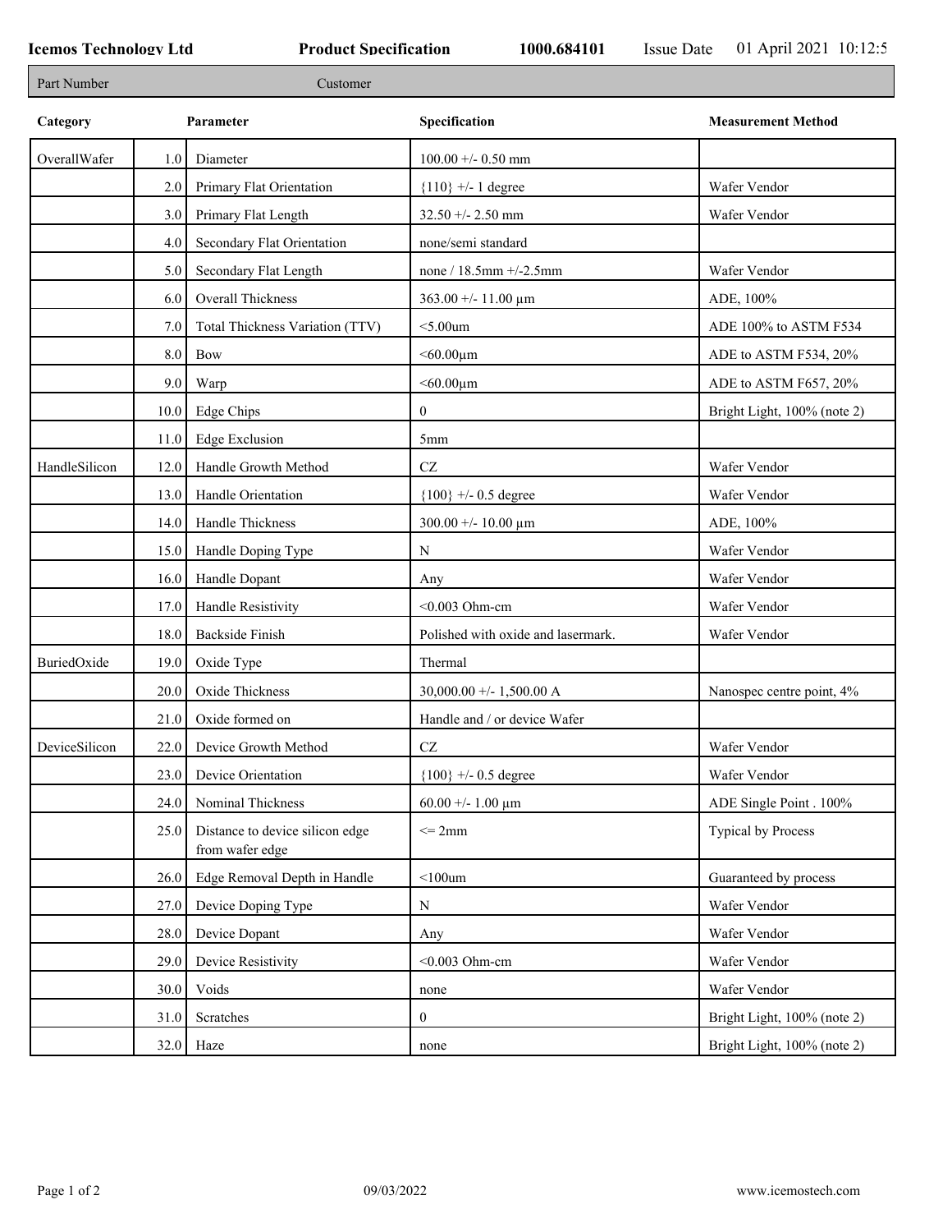**Icemos Technology Ltd** **Product Specification** **1000.684101** Issue Date 01 April 2021 10:12:5

| Part Number | Customer |
|---|---|

| Category | | Parameter | Specification | Measurement Method |
|---|---|---|---|---|
| OverallWafer | 1.0 | Diameter | 100.00 +/- 0.50 mm | |
| | 2.0 | Primary Flat Orientation | {110} +/- 1 degree | Wafer Vendor |
| | 3.0 | Primary Flat Length | 32.50 +/- 2.50 mm | Wafer Vendor |
| | 4.0 | Secondary Flat Orientation | none/semi standard | |
| | 5.0 | Secondary Flat Length | none / 18.5mm +/-2.5mm | Wafer Vendor |
| | 6.0 | Overall Thickness | 363.00 +/- 11.00 µm | ADE, 100% |
| | 7.0 | Total Thickness Variation (TTV) | <5.00um | ADE 100% to ASTM F534 |
| | 8.0 | Bow | <60.00µm | ADE to ASTM F534, 20% |
| | 9.0 | Warp | <60.00µm | ADE to ASTM F657, 20% |
| | 10.0 | Edge Chips | 0 | Bright Light, 100% (note 2) |
| | 11.0 | Edge Exclusion | 5mm | |
| HandleSilicon | 12.0 | Handle Growth Method | CZ | Wafer Vendor |
| | 13.0 | Handle Orientation | {100} +/- 0.5 degree | Wafer Vendor |
| | 14.0 | Handle Thickness | 300.00 +/- 10.00 µm | ADE, 100% |
| | 15.0 | Handle Doping Type | N | Wafer Vendor |
| | 16.0 | Handle Dopant | Any | Wafer Vendor |
| | 17.0 | Handle Resistivity | <0.003 Ohm-cm | Wafer Vendor |
| | 18.0 | Backside Finish | Polished with oxide and lasermark. | Wafer Vendor |
| BuriedOxide | 19.0 | Oxide Type | Thermal | |
| | 20.0 | Oxide Thickness | 30,000.00 +/- 1,500.00 A | Nanospec centre point, 4% |
| | 21.0 | Oxide formed on | Handle and / or device Wafer | |
| DeviceSilicon | 22.0 | Device Growth Method | CZ | Wafer Vendor |
| | 23.0 | Device Orientation | {100} +/- 0.5 degree | Wafer Vendor |
| | 24.0 | Nominal Thickness | 60.00 +/- 1.00 µm | ADE Single Point . 100% |
| | 25.0 | Distance to device silicon edge from wafer edge | <= 2mm | Typical by Process |
| | 26.0 | Edge Removal Depth in Handle | <100um | Guaranteed by process |
| | 27.0 | Device Doping Type | N | Wafer Vendor |
| | 28.0 | Device Dopant | Any | Wafer Vendor |
| | 29.0 | Device Resistivity | <0.003 Ohm-cm | Wafer Vendor |
| | 30.0 | Voids | none | Wafer Vendor |
| | 31.0 | Scratches | 0 | Bright Light, 100% (note 2) |
| | 32.0 | Haze | none | Bright Light, 100% (note 2) |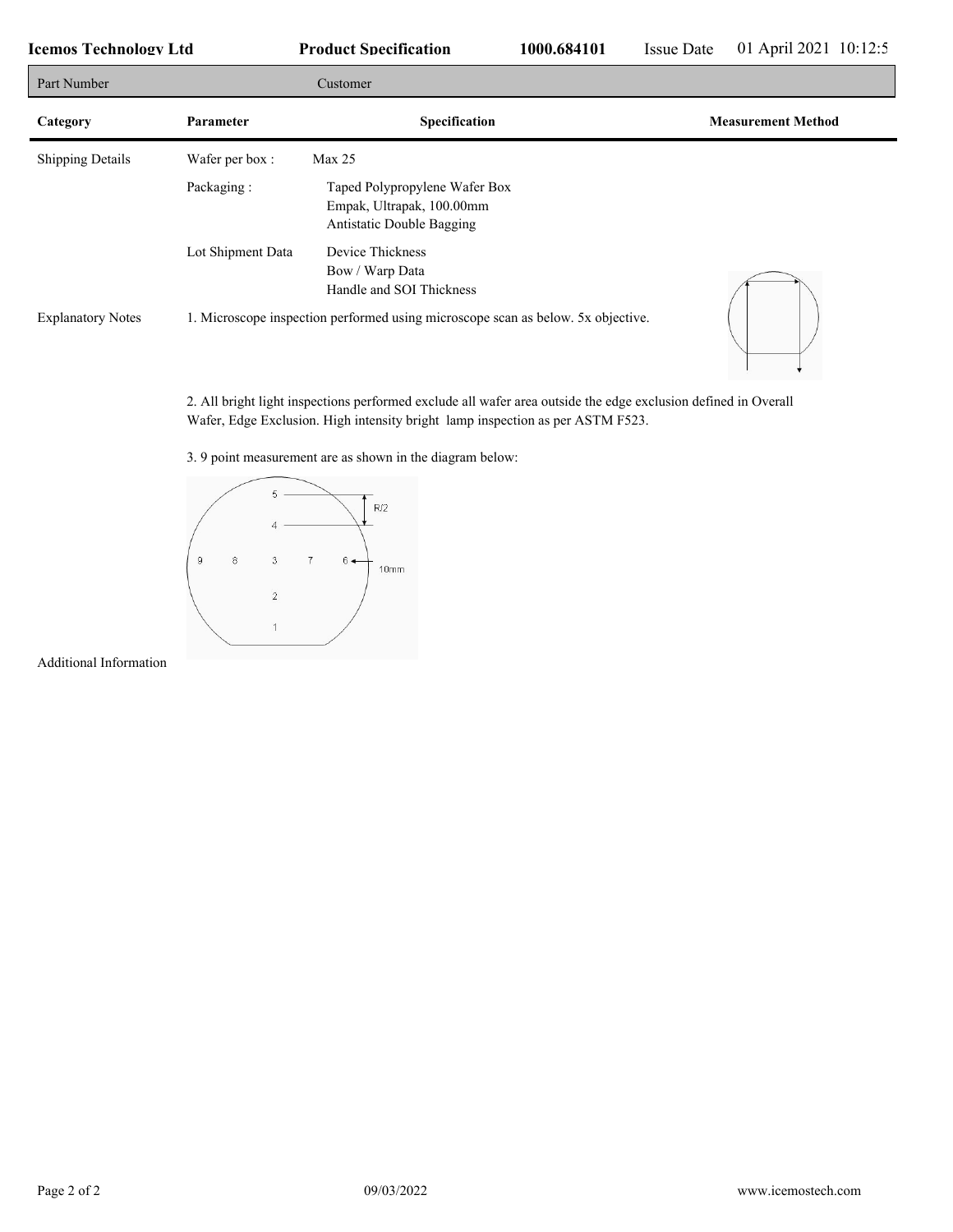| Part Number | | Customer | |
|---|---|---|---|
| **Category** | **Parameter** | **Specification** | **Measurement Method** |
| Shipping Details | Wafer per box : | Max 25 | |
| | Packaging : | Taped Polypropylene Wafer Box<br>Empak, Ultrapak, 100.00mm<br>Antistatic Double Bagging | |
| | Lot Shipment Data | Device Thickness<br>Bow / Warp Data<br>Handle and SOI Thickness | |
| Explanatory Notes | 1. Microscope inspection performed using microscope scan as below. 5x objective. | | |

2. All bright light inspections performed exclude all wafer area outside the edge exclusion defined in Overall Wafer, Edge Exclusion. High intensity bright lamp inspection as per ASTM F523.

3. 9 point measurement are as shown in the diagram below:

5
4
R/2
9 8 3 7 6
10mm
2
1

Additional Information